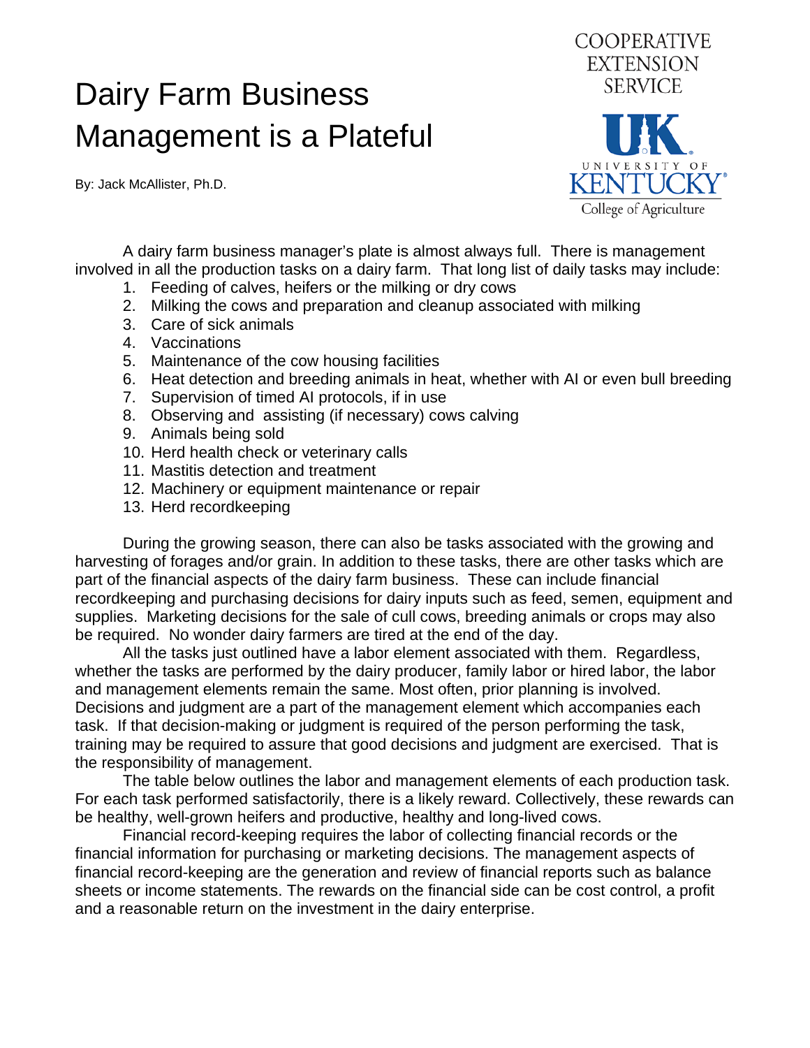# Dairy Farm Business Management is a Plateful

COOPERATIVE EXTENSION SERVICE

UNIVERSITY OF KENTUCKY
College of Agriculture

By: Jack McAllister, Ph.D.

A dairy farm business manager's plate is almost always full. There is management involved in all the production tasks on a dairy farm. That long list of daily tasks may include:

1. Feeding of calves, heifers or the milking or dry cows
2. Milking the cows and preparation and cleanup associated with milking
3. Care of sick animals
4. Vaccinations
5. Maintenance of the cow housing facilities
6. Heat detection and breeding animals in heat, whether with AI or even bull breeding
7. Supervision of timed AI protocols, if in use
8. Observing and assisting (if necessary) cows calving
9. Animals being sold
10. Herd health check or veterinary calls
11. Mastitis detection and treatment
12. Machinery or equipment maintenance or repair
13. Herd recordkeeping

During the growing season, there can also be tasks associated with the growing and harvesting of forages and/or grain. In addition to these tasks, there are other tasks which are part of the financial aspects of the dairy farm business. These can include financial recordkeeping and purchasing decisions for dairy inputs such as feed, semen, equipment and supplies. Marketing decisions for the sale of cull cows, breeding animals or crops may also be required. No wonder dairy farmers are tired at the end of the day.

All the tasks just outlined have a labor element associated with them. Regardless, whether the tasks are performed by the dairy producer, family labor or hired labor, the labor and management elements remain the same. Most often, prior planning is involved. Decisions and judgment are a part of the management element which accompanies each task. If that decision-making or judgment is required of the person performing the task, training may be required to assure that good decisions and judgment are exercised. That is the responsibility of management.

The table below outlines the labor and management elements of each production task. For each task performed satisfactorily, there is a likely reward. Collectively, these rewards can be healthy, well-grown heifers and productive, healthy and long-lived cows.

Financial record-keeping requires the labor of collecting financial records or the financial information for purchasing or marketing decisions. The management aspects of financial record-keeping are the generation and review of financial reports such as balance sheets or income statements. The rewards on the financial side can be cost control, a profit and a reasonable return on the investment in the dairy enterprise.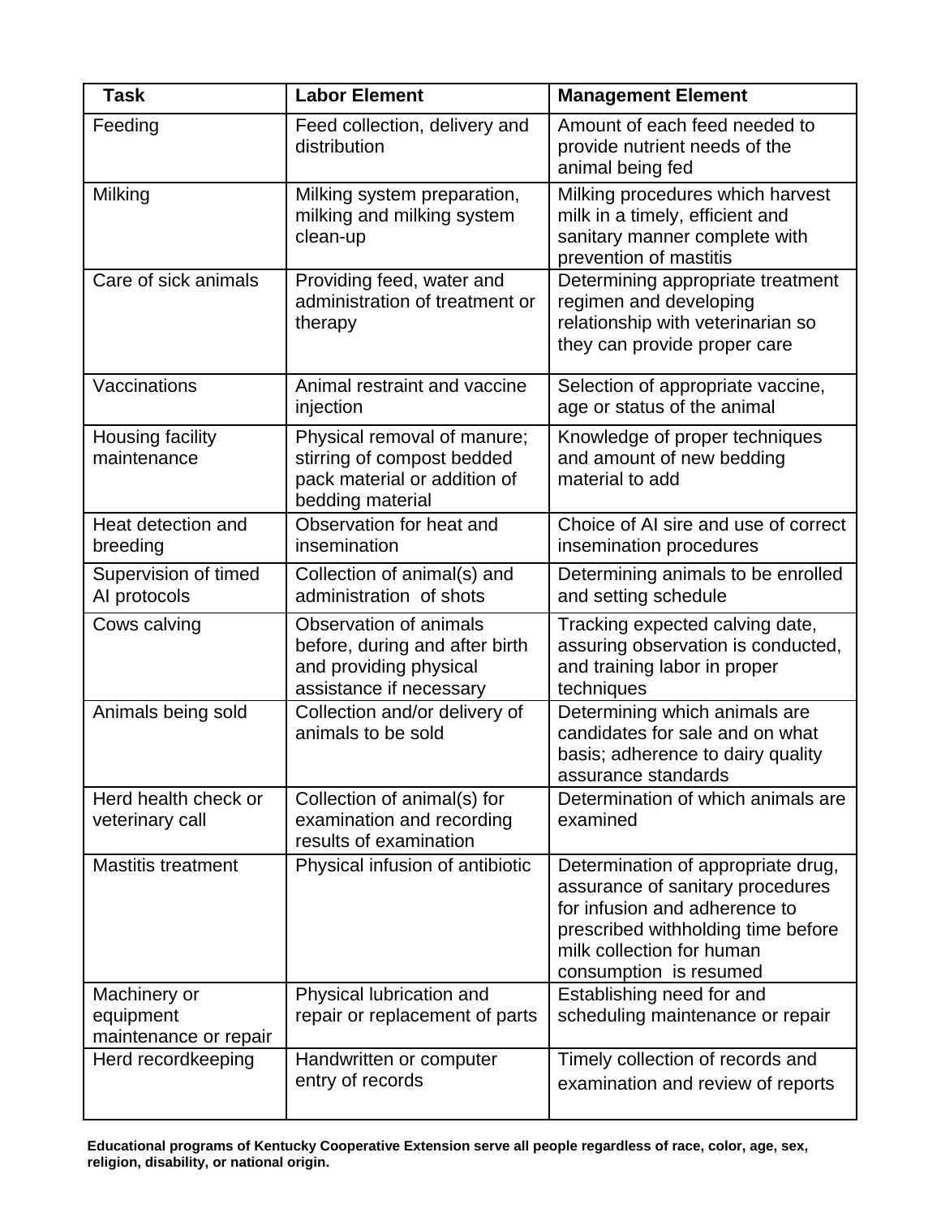| Task | Labor Element | Management Element |
|---|---|---|
| Feeding | Feed collection, delivery and distribution | Amount of each feed needed to provide nutrient needs of the animal being fed |
| Milking | Milking system preparation, milking and milking system clean-up | Milking procedures which harvest milk in a timely, efficient and sanitary manner complete with prevention of mastitis |
| Care of sick animals | Providing feed, water and administration of treatment or therapy | Determining appropriate treatment regimen and developing relationship with veterinarian so they can provide proper care |
| Vaccinations | Animal restraint and vaccine injection | Selection of appropriate vaccine, age or status of the animal |
| Housing facility maintenance | Physical removal of manure; stirring of compost bedded pack material or addition of bedding material | Knowledge of proper techniques and amount of new bedding material to add |
| Heat detection and breeding | Observation for heat and insemination | Choice of AI sire and use of correct insemination procedures |
| Supervision of timed AI protocols | Collection of animal(s) and administration of shots | Determining animals to be enrolled and setting schedule |
| Cows calving | Observation of animals before, during and after birth and providing physical assistance if necessary | Tracking expected calving date, assuring observation is conducted, and training labor in proper techniques |
| Animals being sold | Collection and/or delivery of animals to be sold | Determining which animals are candidates for sale and on what basis; adherence to dairy quality assurance standards |
| Herd health check or veterinary call | Collection of animal(s) for examination and recording results of examination | Determination of which animals are examined |
| Mastitis treatment | Physical infusion of antibiotic | Determination of appropriate drug, assurance of sanitary procedures for infusion and adherence to prescribed withholding time before milk collection for human consumption is resumed |
| Machinery or equipment maintenance or repair | Physical lubrication and repair or replacement of parts | Establishing need for and scheduling maintenance or repair |
| Herd recordkeeping | Handwritten or computer entry of records | Timely collection of records and examination and review of reports |

**Educational programs of Kentucky Cooperative Extension serve all people regardless of race, color, age, sex, religion, disability, or national origin.**